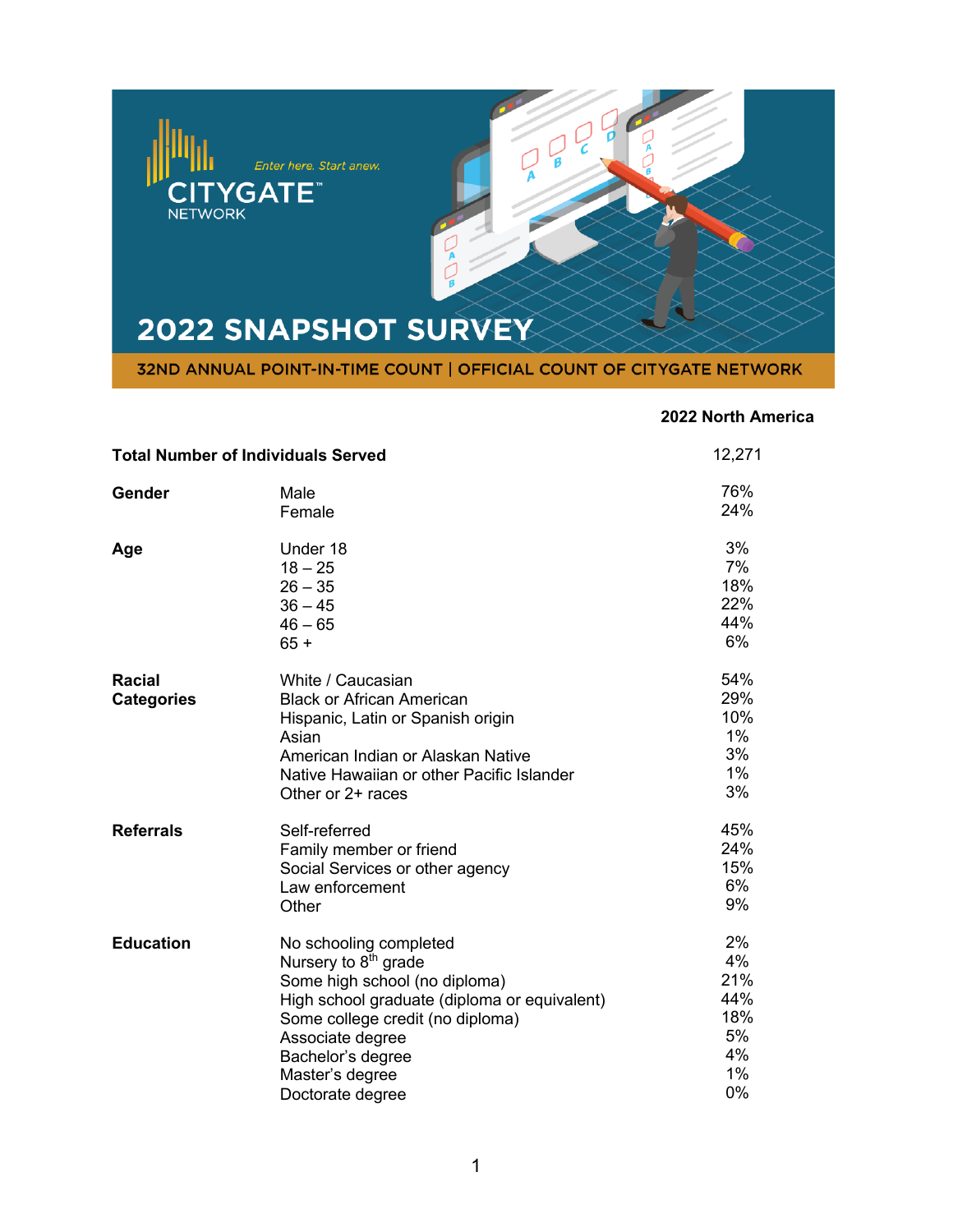CITYGATE NETWORK

*Enter here. Start anew.*

# 2022 SNAPSHOT SURVEY

**32ND ANNUAL POINT-IN-TIME COUNT | OFFICIAL COUNT OF CITYGATE NETWORK**

| | | 2022 North America |
|---|---|---|
| **Total Number of Individuals Served** | | 12,271 |
| **Gender** | Male | 76% |
| | Female | 24% |
| **Age** | Under 18 | 3% |
| | 18 – 25 | 7% |
| | 26 – 35 | 18% |
| | 36 – 45 | 22% |
| | 46 – 65 | 44% |
| | 65 + | 6% |
| **Racial Categories** | White / Caucasian | 54% |
| | Black or African American | 29% |
| | Hispanic, Latin or Spanish origin | 10% |
| | Asian | 1% |
| | American Indian or Alaskan Native | 3% |
| | Native Hawaiian or other Pacific Islander | 1% |
| | Other or 2+ races | 3% |
| **Referrals** | Self-referred | 45% |
| | Family member or friend | 24% |
| | Social Services or other agency | 15% |
| | Law enforcement | 6% |
| | Other | 9% |
| **Education** | No schooling completed | 2% |
| | Nursery to 8th grade | 4% |
| | Some high school (no diploma) | 21% |
| | High school graduate (diploma or equivalent) | 44% |
| | Some college credit (no diploma) | 18% |
| | Associate degree | 5% |
| | Bachelor's degree | 4% |
| | Master's degree | 1% |
| | Doctorate degree | 0% |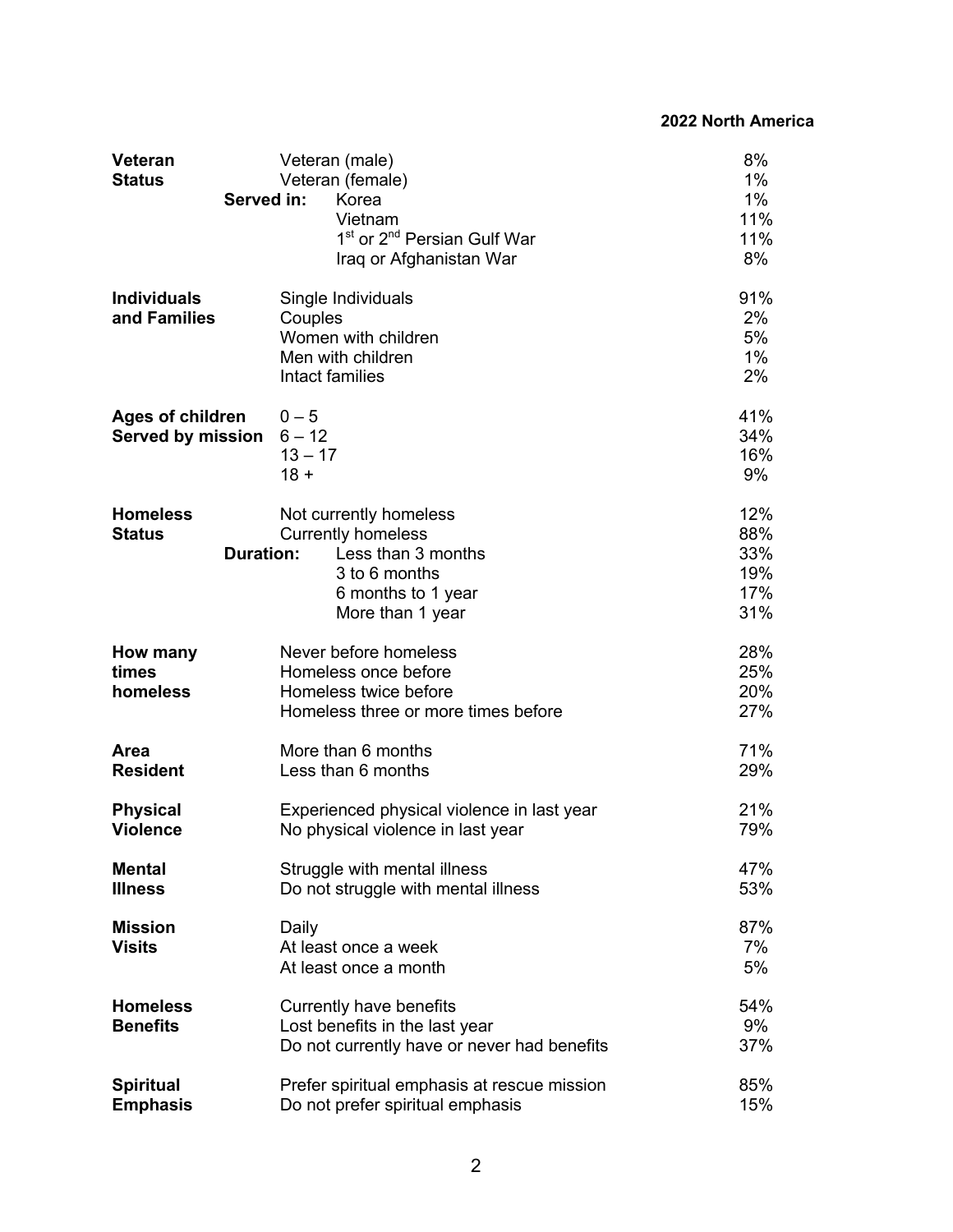| | | 2022 North America |
|---|---|---|
| **Veteran Status** | Veteran (male) | 8% |
| | Veteran (female) | 1% |
| **Served in:** | Korea | 1% |
| | Vietnam | 11% |
| | 1st or 2nd Persian Gulf War | 11% |
| | Iraq or Afghanistan War | 8% |
| **Individuals and Families** | Single Individuals | 91% |
| | Couples | 2% |
| | Women with children | 5% |
| | Men with children | 1% |
| | Intact families | 2% |
| **Ages of children Served by mission** | 0 – 5 | 41% |
| | 6 – 12 | 34% |
| | 13 – 17 | 16% |
| | 18 + | 9% |
| **Homeless Status** | Not currently homeless | 12% |
| | Currently homeless | 88% |
| **Duration:** | Less than 3 months | 33% |
| | 3 to 6 months | 19% |
| | 6 months to 1 year | 17% |
| | More than 1 year | 31% |
| **How many times homeless** | Never before homeless | 28% |
| | Homeless once before | 25% |
| | Homeless twice before | 20% |
| | Homeless three or more times before | 27% |
| **Area Resident** | More than 6 months | 71% |
| | Less than 6 months | 29% |
| **Physical Violence** | Experienced physical violence in last year | 21% |
| | No physical violence in last year | 79% |
| **Mental Illness** | Struggle with mental illness | 47% |
| | Do not struggle with mental illness | 53% |
| **Mission Visits** | Daily | 87% |
| | At least once a week | 7% |
| | At least once a month | 5% |
| **Homeless Benefits** | Currently have benefits | 54% |
| | Lost benefits in the last year | 9% |
| | Do not currently have or never had benefits | 37% |
| **Spiritual Emphasis** | Prefer spiritual emphasis at rescue mission | 85% |
| | Do not prefer spiritual emphasis | 15% |